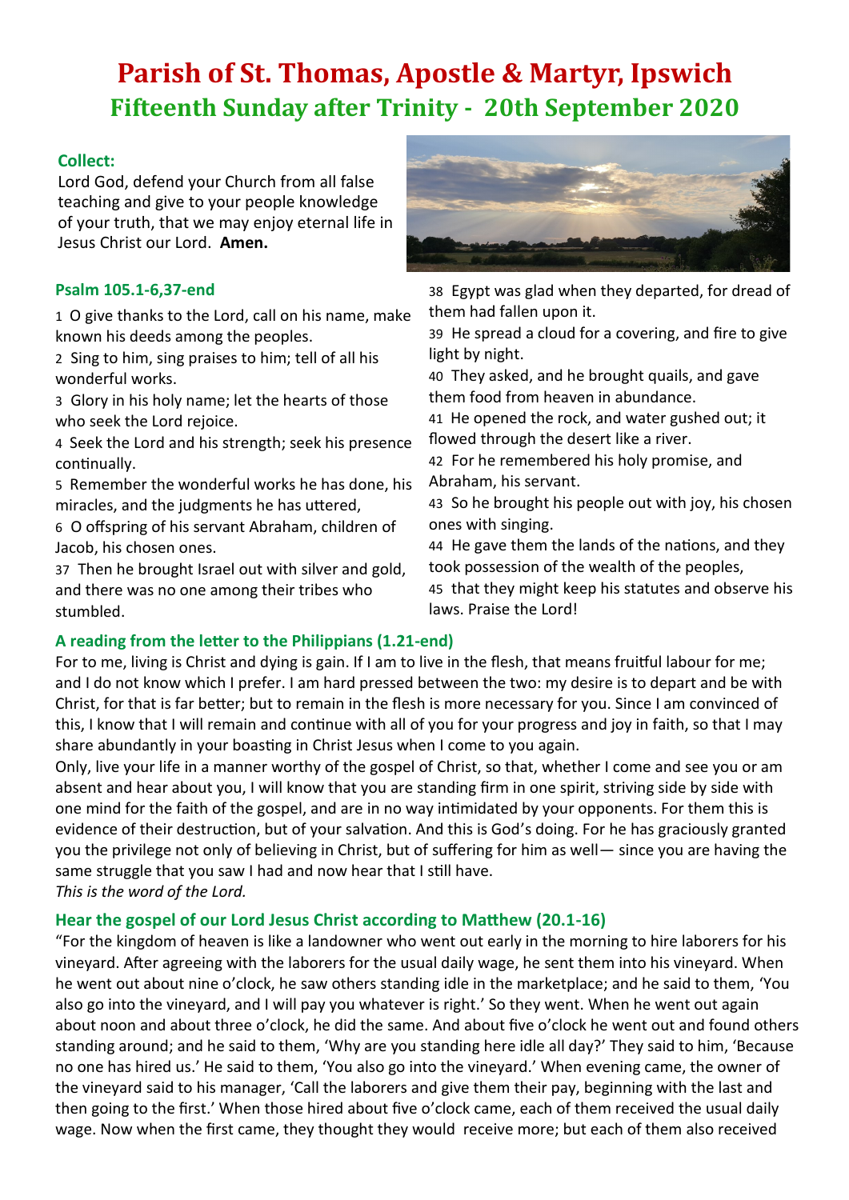# Parish of St. Thomas, Apostle & Martyr, Ipswich

## Fifteenth Sunday after Trinity - 20th September 2020

### Collect:

Lord God, defend your Church from all false teaching and give to your people knowledge of your truth, that we may enjoy eternal life in Jesus Christ our Lord. **Amen.**

### Psalm 105.1-6,37-end

1 O give thanks to the Lord, call on his name, make known his deeds among the peoples.
2 Sing to him, sing praises to him; tell of all his wonderful works.
3 Glory in his holy name; let the hearts of those who seek the Lord rejoice.
4 Seek the Lord and his strength; seek his presence continually.
5 Remember the wonderful works he has done, his miracles, and the judgments he has uttered,
6 O offspring of his servant Abraham, children of Jacob, his chosen ones.
37 Then he brought Israel out with silver and gold, and there was no one among their tribes who stumbled.
38 Egypt was glad when they departed, for dread of them had fallen upon it.
39 He spread a cloud for a covering, and fire to give light by night.
40 They asked, and he brought quails, and gave them food from heaven in abundance.
41 He opened the rock, and water gushed out; it flowed through the desert like a river.
42 For he remembered his holy promise, and Abraham, his servant.
43 So he brought his people out with joy, his chosen ones with singing.
44 He gave them the lands of the nations, and they took possession of the wealth of the peoples,
45 that they might keep his statutes and observe his laws. Praise the Lord!

### A reading from the letter to the Philippians (1.21-end)

For to me, living is Christ and dying is gain. If I am to live in the flesh, that means fruitful labour for me; and I do not know which I prefer. I am hard pressed between the two: my desire is to depart and be with Christ, for that is far better; but to remain in the flesh is more necessary for you. Since I am convinced of this, I know that I will remain and continue with all of you for your progress and joy in faith, so that I may share abundantly in your boasting in Christ Jesus when I come to you again.

Only, live your life in a manner worthy of the gospel of Christ, so that, whether I come and see you or am absent and hear about you, I will know that you are standing firm in one spirit, striving side by side with one mind for the faith of the gospel, and are in no way intimidated by your opponents. For them this is evidence of their destruction, but of your salvation. And this is God's doing. For he has graciously granted you the privilege not only of believing in Christ, but of suffering for him as well— since you are having the same struggle that you saw I had and now hear that I still have.

*This is the word of the Lord.*

### Hear the gospel of our Lord Jesus Christ according to Matthew (20.1-16)

"For the kingdom of heaven is like a landowner who went out early in the morning to hire laborers for his vineyard. After agreeing with the laborers for the usual daily wage, he sent them into his vineyard. When he went out about nine o'clock, he saw others standing idle in the marketplace; and he said to them, 'You also go into the vineyard, and I will pay you whatever is right.' So they went. When he went out again about noon and about three o'clock, he did the same. And about five o'clock he went out and found others standing around; and he said to them, 'Why are you standing here idle all day?' They said to him, 'Because no one has hired us.' He said to them, 'You also go into the vineyard.' When evening came, the owner of the vineyard said to his manager, 'Call the laborers and give them their pay, beginning with the last and then going to the first.' When those hired about five o'clock came, each of them received the usual daily wage. Now when the first came, they thought they would receive more; but each of them also received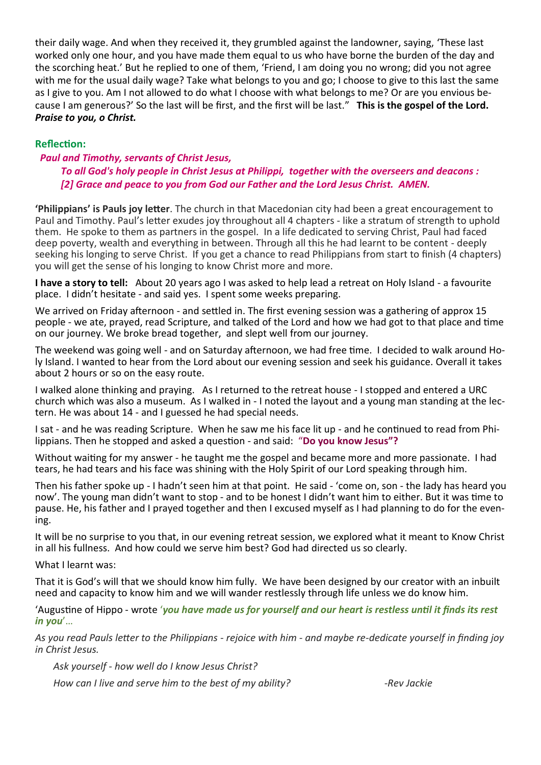their daily wage. And when they received it, they grumbled against the landowner, saying, 'These last worked only one hour, and you have made them equal to us who have borne the burden of the day and the scorching heat.' But he replied to one of them, 'Friend, I am doing you no wrong; did you not agree with me for the usual daily wage? Take what belongs to you and go; I choose to give to this last the same as I give to you. Am I not allowed to do what I choose with what belongs to me? Or are you envious because I am generous?' So the last will be first, and the first will be last." **This is the gospel of the Lord.** ***Praise to you, o Christ.***

**Reflection:**

***Paul and Timothy, servants of Christ Jesus,***
***To all God's holy people in Christ Jesus at Philippi, together with the overseers and deacons :***
***[2] Grace and peace to you from God our Father and the Lord Jesus Christ. AMEN.***

**'Philippians' is Pauls joy letter**. The church in that Macedonian city had been a great encouragement to Paul and Timothy. Paul's letter exudes joy throughout all 4 chapters - like a stratum of strength to uphold them. He spoke to them as partners in the gospel. In a life dedicated to serving Christ, Paul had faced deep poverty, wealth and everything in between. Through all this he had learnt to be content - deeply seeking his longing to serve Christ. If you get a chance to read Philippians from start to finish (4 chapters) you will get the sense of his longing to know Christ more and more.

**I have a story to tell:** About 20 years ago I was asked to help lead a retreat on Holy Island - a favourite place. I didn't hesitate - and said yes. I spent some weeks preparing.

We arrived on Friday afternoon - and settled in. The first evening session was a gathering of approx 15 people - we ate, prayed, read Scripture, and talked of the Lord and how we had got to that place and time on our journey. We broke bread together, and slept well from our journey.

The weekend was going well - and on Saturday afternoon, we had free time. I decided to walk around Holy Island. I wanted to hear from the Lord about our evening session and seek his guidance. Overall it takes about 2 hours or so on the easy route.

I walked alone thinking and praying. As I returned to the retreat house - I stopped and entered a URC church which was also a museum. As I walked in - I noted the layout and a young man standing at the lectern. He was about 14 - and I guessed he had special needs.

I sat - and he was reading Scripture. When he saw me his face lit up - and he continued to read from Philippians. Then he stopped and asked a question - and said: "**Do you know Jesus"?**

Without waiting for my answer - he taught me the gospel and became more and more passionate. I had tears, he had tears and his face was shining with the Holy Spirit of our Lord speaking through him.

Then his father spoke up - I hadn't seen him at that point. He said - 'come on, son - the lady has heard you now'. The young man didn't want to stop - and to be honest I didn't want him to either. But it was time to pause. He, his father and I prayed together and then I excused myself as I had planning to do for the evening.

It will be no surprise to you that, in our evening retreat session, we explored what it meant to Know Christ in all his fullness. And how could we serve him best? God had directed us so clearly.

What I learnt was:

That it is God's will that we should know him fully. We have been designed by our creator with an inbuilt need and capacity to know him and we will wander restlessly through life unless we do know him.

'Augustine of Hippo - wrote '***you have made us for yourself and our heart is restless until it finds its rest in you***'…

*As you read Pauls letter to the Philippians - rejoice with him - and maybe re-dedicate yourself in finding joy in Christ Jesus.*

*Ask yourself - how well do I know Jesus Christ?*

*How can I live and serve him to the best of my ability?*

*-Rev Jackie*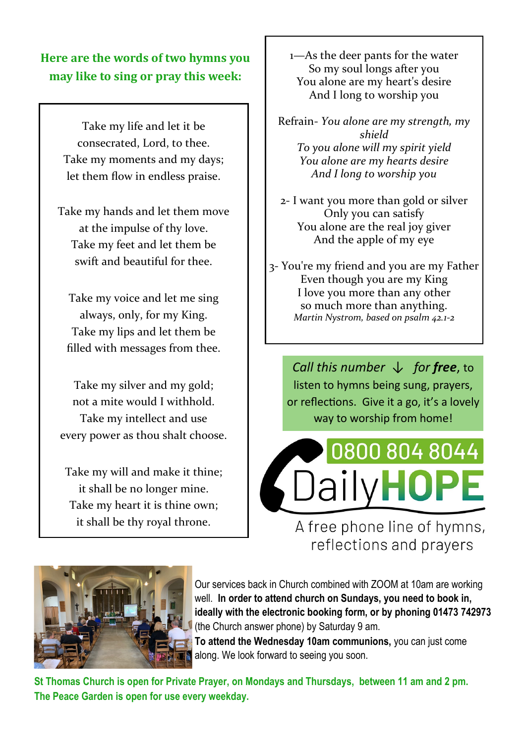**Here are the words of two hymns you may like to sing or pray this week:**

Take my life and let it be
consecrated, Lord, to thee.
Take my moments and my days;
let them flow in endless praise.

Take my hands and let them move
at the impulse of thy love.
Take my feet and let them be
swift and beautiful for thee.

Take my voice and let me sing
always, only, for my King.
Take my lips and let them be
filled with messages from thee.

Take my silver and my gold;
not a mite would I withhold.
Take my intellect and use
every power as thou shalt choose.

Take my will and make it thine;
it shall be no longer mine.
Take my heart it is thine own;
it shall be thy royal throne.

---

1—As the deer pants for the water
So my soul longs after you
You alone are my heart's desire
And I long to worship you

Refrain- *You alone are my strength, my shield*
*To you alone will my spirit yield*
*You alone are my hearts desire*
*And I long to worship you*

2- I want you more than gold or silver
Only you can satisfy
You alone are the real joy giver
And the apple of my eye

3- You're my friend and you are my Father
Even though you are my King
I love you more than any other
so much more than anything.
*Martin Nystrom, based on psalm 42.1-2*

---

*Call this number* ↓ *for **free***, to listen to hymns being sung, prayers, or reflections. Give it a go, it's a lovely way to worship from home!

**0800 804 8044**

Daily**HOPE**

A free phone line of hymns, reflections and prayers

---

Our services back in Church combined with ZOOM at 10am are working well. **In order to attend church on Sundays, you need to book in, ideally with the electronic booking form, or by phoning 01473 742973** (the Church answer phone) by Saturday 9 am.
**To attend the Wednesday 10am communions,** you can just come along. We look forward to seeing you soon.

**St Thomas Church is open for Private Prayer, on Mondays and Thursdays, between 11 am and 2 pm. The Peace Garden is open for use every weekday.**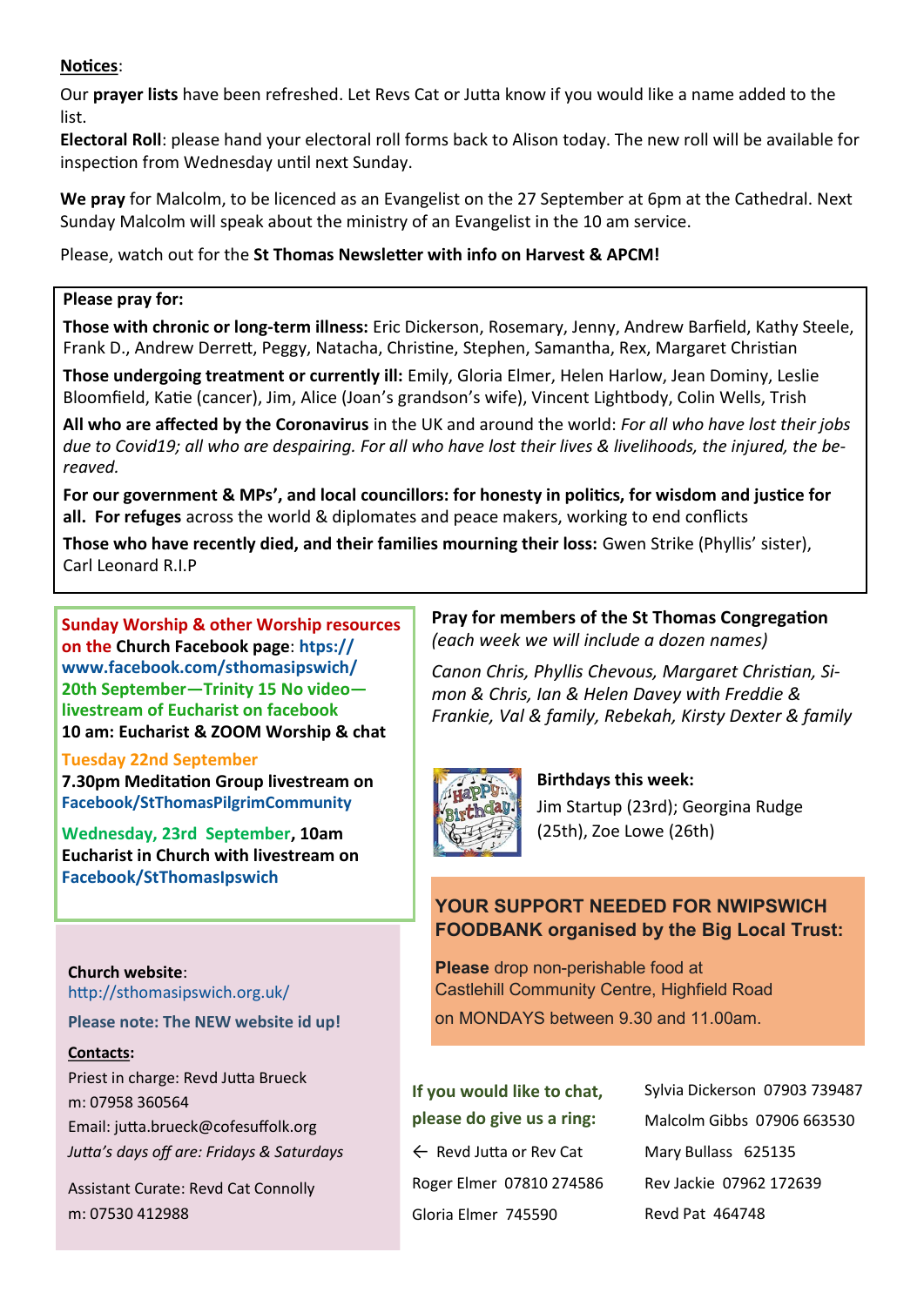**Notices**:

Our **prayer lists** have been refreshed. Let Revs Cat or Jutta know if you would like a name added to the list.

**Electoral Roll**: please hand your electoral roll forms back to Alison today. The new roll will be available for inspection from Wednesday until next Sunday.

**We pray** for Malcolm, to be licenced as an Evangelist on the 27 September at 6pm at the Cathedral. Next Sunday Malcolm will speak about the ministry of an Evangelist in the 10 am service.

Please, watch out for the **St Thomas Newsletter with info on Harvest & APCM!**

**Please pray for:**

**Those with chronic or long-term illness:** Eric Dickerson, Rosemary, Jenny, Andrew Barfield, Kathy Steele, Frank D., Andrew Derrett, Peggy, Natacha, Christine, Stephen, Samantha, Rex, Margaret Christian

**Those undergoing treatment or currently ill:** Emily, Gloria Elmer, Helen Harlow, Jean Dominy, Leslie Bloomfield, Katie (cancer), Jim, Alice (Joan's grandson's wife), Vincent Lightbody, Colin Wells, Trish

**All who are affected by the Coronavirus** in the UK and around the world: *For all who have lost their jobs due to Covid19; all who are despairing. For all who have lost their lives & livelihoods, the injured, the bereaved.*

**For our government & MPs', and local councillors: for honesty in politics, for wisdom and justice for all. For refuges** across the world & diplomates and peace makers, working to end conflicts

**Those who have recently died, and their families mourning their loss:** Gwen Strike (Phyllis' sister), Carl Leonard R.I.P

**Sunday Worship & other Worship resources on the Church Facebook page**: **htps://www.facebook.com/sthomasipswich/**
**20th September—Trinity 15 No video—livestream of Eucharist on facebook**
**10 am: Eucharist & ZOOM Worship & chat**

**Tuesday 22nd September**
**7.30pm Meditation Group livestream on Facebook/StThomasPilgrimCommunity**

**Wednesday, 23rd September, 10am Eucharist in Church with livestream on Facebook/StThomasIpswich**

**Church website**:
http://sthomasipswich.org.uk/

**Please note: The NEW website id up!**

**Contacts**:
Priest in charge: Revd Jutta Brueck
m: 07958 360564
Email: jutta.brueck@cofesuffolk.org
*Jutta's days off are: Fridays & Saturdays*

Assistant Curate: Revd Cat Connolly
m: 07530 412988

**Pray for members of the St Thomas Congregation**
*(each week we will include a dozen names)*

*Canon Chris, Phyllis Chevous, Margaret Christian, Simon & Chris, Ian & Helen Davey with Freddie & Frankie, Val & family, Rebekah, Kirsty Dexter & family*

**Birthdays this week:**
Jim Startup (23rd); Georgina Rudge (25th), Zoe Lowe (26th)

**YOUR SUPPORT NEEDED FOR NWIPSWICH FOODBANK organised by the Big Local Trust:**

**Please** drop non-perishable food at Castlehill Community Centre, Highfield Road on MONDAYS between 9.30 and 11.00am.

**If you would like to chat, please do give us a ring:**

← Revd Jutta or Rev Cat
Roger Elmer 07810 274586
Gloria Elmer 745590
Sylvia Dickerson 07903 739487
Malcolm Gibbs 07906 663530
Mary Bullass 625135
Rev Jackie 07962 172639
Revd Pat 464748